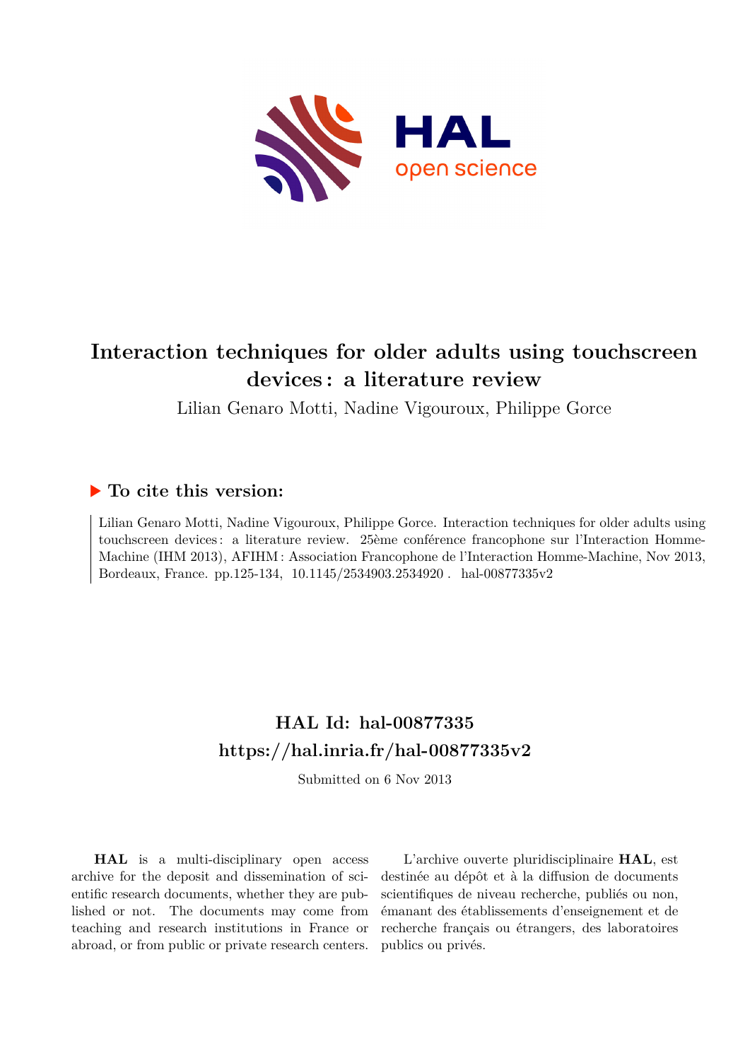# Interaction techniques for older adults using touchscreen devices : a literature review

Lilian Genaro Motti, Nadine Vigouroux, Philippe Gorce

## ▶ To cite this version:

Lilian Genaro Motti, Nadine Vigouroux, Philippe Gorce. Interaction techniques for older adults using touchscreen devices : a literature review. 25ème conférence francophone sur l'Interaction Homme-Machine (IHM 2013), AFIHM : Association Francophone de l'Interaction Homme-Machine, Nov 2013, Bordeaux, France. pp.125-134, 10.1145/2534903.2534920 . hal-00877335v2

**HAL Id: hal-00877335**
**https://hal.inria.fr/hal-00877335v2**

Submitted on 6 Nov 2013

**HAL** is a multi-disciplinary open access archive for the deposit and dissemination of scientific research documents, whether they are published or not. The documents may come from teaching and research institutions in France or abroad, or from public or private research centers.

L'archive ouverte pluridisciplinaire **HAL**, est destinée au dépôt et à la diffusion de documents scientifiques de niveau recherche, publiés ou non, émanant des établissements d'enseignement et de recherche français ou étrangers, des laboratoires publics ou privés.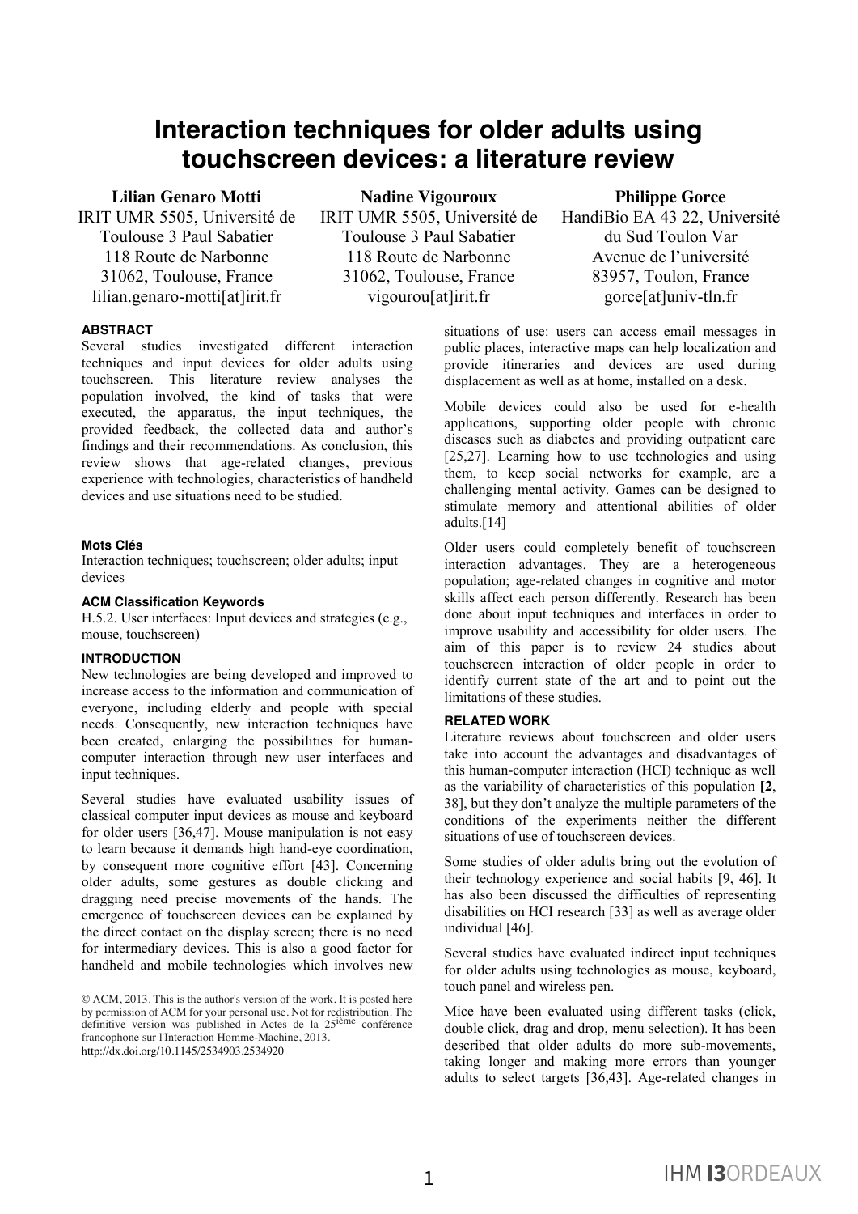# Interaction techniques for older adults using touchscreen devices: a literature review

**Lilian Genaro Motti**
IRIT UMR 5505, Université de Toulouse 3 Paul Sabatier
118 Route de Narbonne
31062, Toulouse, France
lilian.genaro-motti[at]irit.fr

**Nadine Vigouroux**
IRIT UMR 5505, Université de Toulouse 3 Paul Sabatier
118 Route de Narbonne
31062, Toulouse, France
vigourou[at]irit.fr

**Philippe Gorce**
HandiBio EA 43 22, Université du Sud Toulon Var
Avenue de l'université
83957, Toulon, France
gorce[at]univ-tln.fr

### ABSTRACT

Several studies investigated different interaction techniques and input devices for older adults using touchscreen. This literature review analyses the population involved, the kind of tasks that were executed, the apparatus, the input techniques, the provided feedback, the collected data and author's findings and their recommendations. As conclusion, this review shows that age-related changes, previous experience with technologies, characteristics of handheld devices and use situations need to be studied.

#### Mots Clés

Interaction techniques; touchscreen; older adults; input devices

#### ACM Classification Keywords

H.5.2. User interfaces: Input devices and strategies (e.g., mouse, touchscreen)

### INTRODUCTION

New technologies are being developed and improved to increase access to the information and communication of everyone, including elderly and people with special needs. Consequently, new interaction techniques have been created, enlarging the possibilities for human-computer interaction through new user interfaces and input techniques.

Several studies have evaluated usability issues of classical computer input devices as mouse and keyboard for older users [36,47]. Mouse manipulation is not easy to learn because it demands high hand-eye coordination, by consequent more cognitive effort [43]. Concerning older adults, some gestures as double clicking and dragging need precise movements of the hands. The emergence of touchscreen devices can be explained by the direct contact on the display screen; there is no need for intermediary devices. This is also a good factor for handheld and mobile technologies which involves new situations of use: users can access email messages in public places, interactive maps can help localization and provide itineraries and devices are used during displacement as well as at home, installed on a desk.

Mobile devices could also be used for e-health applications, supporting older people with chronic diseases such as diabetes and providing outpatient care [25,27]. Learning how to use technologies and using them, to keep social networks for example, are a challenging mental activity. Games can be designed to stimulate memory and attentional abilities of older adults.[14]

Older users could completely benefit of touchscreen interaction advantages. They are a heterogeneous population; age-related changes in cognitive and motor skills affect each person differently. Research has been done about input techniques and interfaces in order to improve usability and accessibility for older users. The aim of this paper is to review 24 studies about touchscreen interaction of older people in order to identify current state of the art and to point out the limitations of these studies.

### RELATED WORK

Literature reviews about touchscreen and older users take into account the advantages and disadvantages of this human-computer interaction (HCI) technique as well as the variability of characteristics of this population [**2**, 38], but they don't analyze the multiple parameters of the conditions of the experiments neither the different situations of use of touchscreen devices.

Some studies of older adults bring out the evolution of their technology experience and social habits [9, 46]. It has also been discussed the difficulties of representing disabilities on HCI research [33] as well as average older individual [46].

Several studies have evaluated indirect input techniques for older adults using technologies as mouse, keyboard, touch panel and wireless pen.

Mice have been evaluated using different tasks (click, double click, drag and drop, menu selection). It has been described that older adults do more sub-movements, taking longer and making more errors than younger adults to select targets [36,43]. Age-related changes in

© ACM, 2013. This is the author's version of the work. It is posted here by permission of ACM for your personal use. Not for redistribution. The definitive version was published in Actes de la 25ième conférence francophone sur l'Interaction Homme-Machine, 2013.
http://dx.doi.org/10.1145/2534903.2534920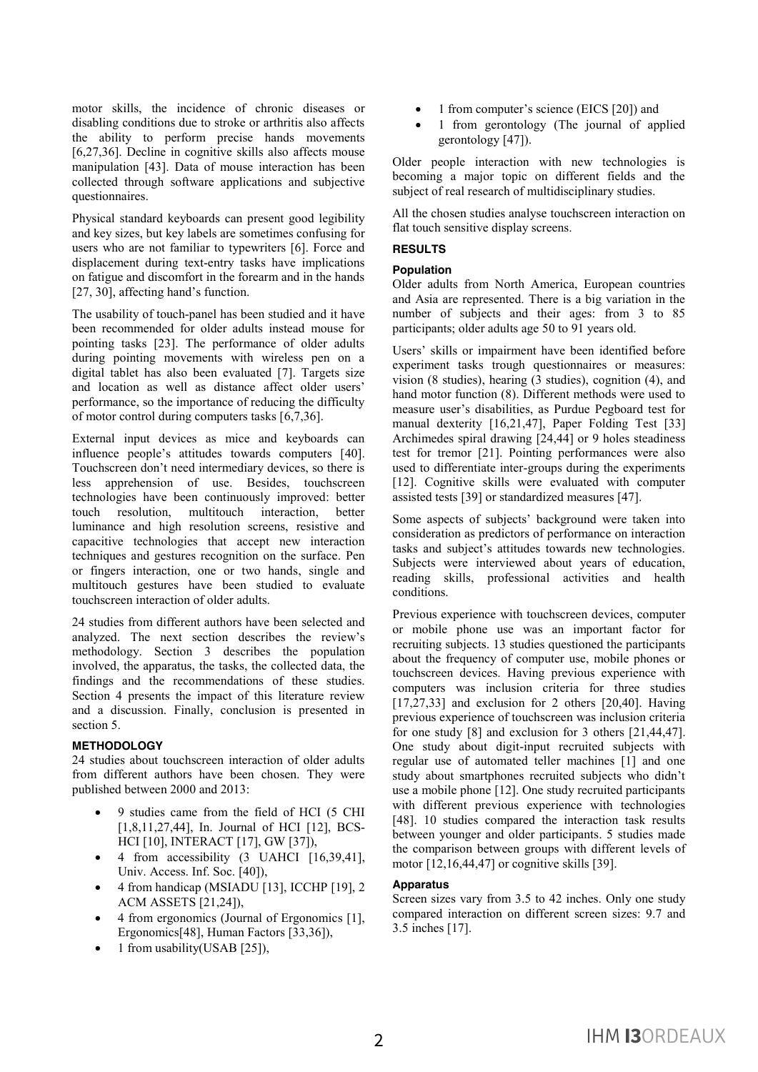motor skills, the incidence of chronic diseases or disabling conditions due to stroke or arthritis also affects the ability to perform precise hands movements [6,27,36]. Decline in cognitive skills also affects mouse manipulation [43]. Data of mouse interaction has been collected through software applications and subjective questionnaires.

Physical standard keyboards can present good legibility and key sizes, but key labels are sometimes confusing for users who are not familiar to typewriters [6]. Force and displacement during text-entry tasks have implications on fatigue and discomfort in the forearm and in the hands [27, 30], affecting hand's function.

The usability of touch-panel has been studied and it have been recommended for older adults instead mouse for pointing tasks [23]. The performance of older adults during pointing movements with wireless pen on a digital tablet has also been evaluated [7]. Targets size and location as well as distance affect older users' performance, so the importance of reducing the difficulty of motor control during computers tasks [6,7,36].

External input devices as mice and keyboards can influence people's attitudes towards computers [40]. Touchscreen don't need intermediary devices, so there is less apprehension of use. Besides, touchscreen technologies have been continuously improved: better touch resolution, multitouch interaction, better luminance and high resolution screens, resistive and capacitive technologies that accept new interaction techniques and gestures recognition on the surface. Pen or fingers interaction, one or two hands, single and multitouch gestures have been studied to evaluate touchscreen interaction of older adults.

24 studies from different authors have been selected and analyzed. The next section describes the review's methodology. Section 3 describes the population involved, the apparatus, the tasks, the collected data, the findings and the recommendations of these studies. Section 4 presents the impact of this literature review and a discussion. Finally, conclusion is presented in section 5.

## METHODOLOGY

24 studies about touchscreen interaction of older adults from different authors have been chosen. They were published between 2000 and 2013:

- 9 studies came from the field of HCI (5 CHI [1,8,11,27,44], In. Journal of HCI [12], BCS-HCI [10], INTERACT [17], GW [37]),
- 4 from accessibility (3 UAHCI [16,39,41], Univ. Access. Inf. Soc. [40]),
- 4 from handicap (MSIADU [13], ICCHP [19], 2 ACM ASSETS [21,24]),
- 4 from ergonomics (Journal of Ergonomics [1], Ergonomics[48], Human Factors [33,36]),
- 1 from usability(USAB [25]),
- 1 from computer's science (EICS [20]) and
- 1 from gerontology (The journal of applied gerontology [47]).

Older people interaction with new technologies is becoming a major topic on different fields and the subject of real research of multidisciplinary studies.

All the chosen studies analyse touchscreen interaction on flat touch sensitive display screens.

## RESULTS

### Population

Older adults from North America, European countries and Asia are represented. There is a big variation in the number of subjects and their ages: from 3 to 85 participants; older adults age 50 to 91 years old.

Users' skills or impairment have been identified before experiment tasks trough questionnaires or measures: vision (8 studies), hearing (3 studies), cognition (4), and hand motor function (8). Different methods were used to measure user's disabilities, as Purdue Pegboard test for manual dexterity [16,21,47], Paper Folding Test [33] Archimedes spiral drawing [24,44] or 9 holes steadiness test for tremor [21]. Pointing performances were also used to differentiate inter-groups during the experiments [12]. Cognitive skills were evaluated with computer assisted tests [39] or standardized measures [47].

Some aspects of subjects' background were taken into consideration as predictors of performance on interaction tasks and subject's attitudes towards new technologies. Subjects were interviewed about years of education, reading skills, professional activities and health conditions.

Previous experience with touchscreen devices, computer or mobile phone use was an important factor for recruiting subjects. 13 studies questioned the participants about the frequency of computer use, mobile phones or touchscreen devices. Having previous experience with computers was inclusion criteria for three studies [17,27,33] and exclusion for 2 others [20,40]. Having previous experience of touchscreen was inclusion criteria for one study [8] and exclusion for 3 others [21,44,47]. One study about digit-input recruited subjects with regular use of automated teller machines [1] and one study about smartphones recruited subjects who didn't use a mobile phone [12]. One study recruited participants with different previous experience with technologies [48]. 10 studies compared the interaction task results between younger and older participants. 5 studies made the comparison between groups with different levels of motor [12,16,44,47] or cognitive skills [39].

### Apparatus

Screen sizes vary from 3.5 to 42 inches. Only one study compared interaction on different screen sizes: 9.7 and 3.5 inches [17].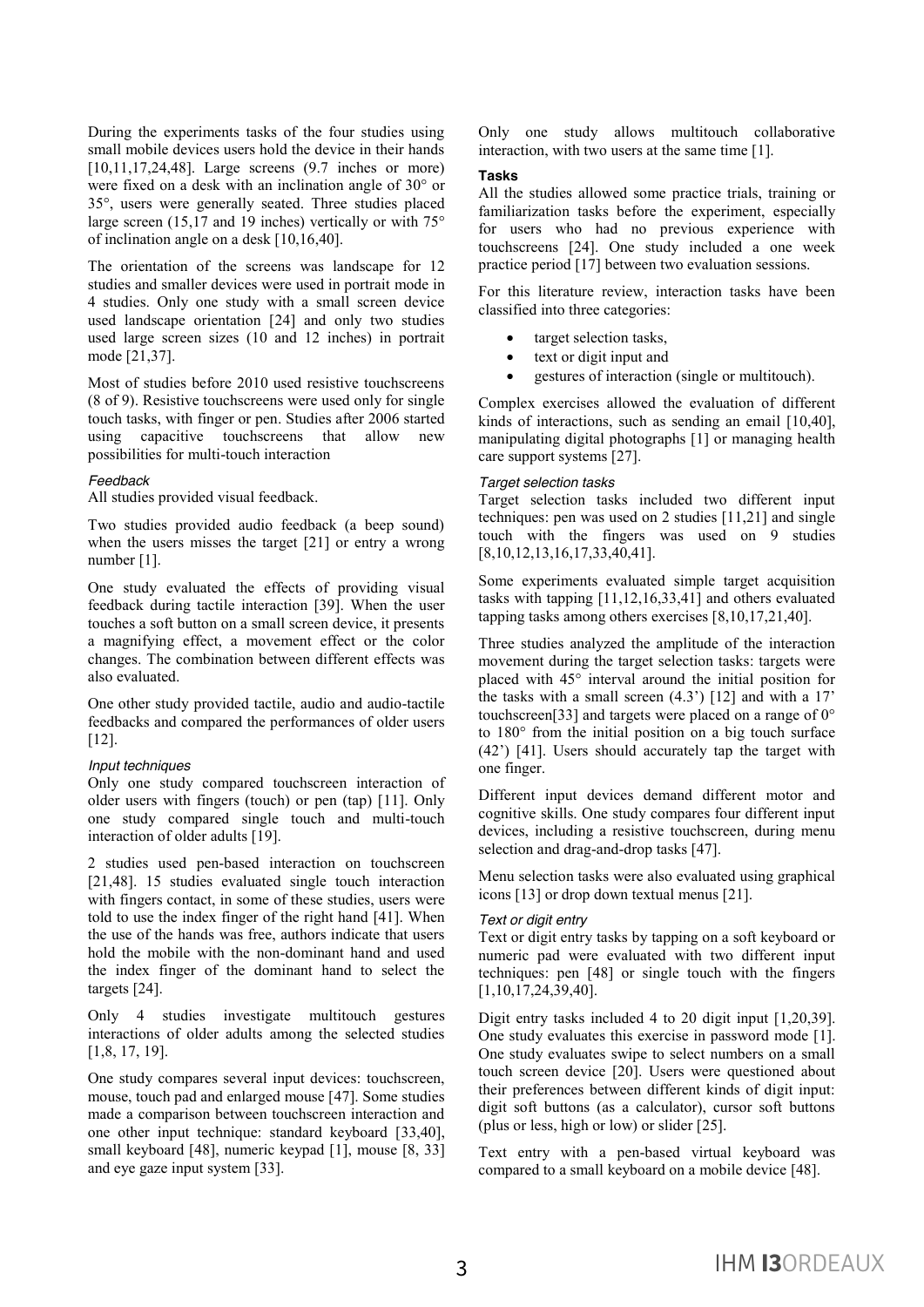During the experiments tasks of the four studies using small mobile devices users hold the device in their hands [10,11,17,24,48]. Large screens (9.7 inches or more) were fixed on a desk with an inclination angle of 30° or 35°, users were generally seated. Three studies placed large screen (15,17 and 19 inches) vertically or with 75° of inclination angle on a desk [10,16,40].

The orientation of the screens was landscape for 12 studies and smaller devices were used in portrait mode in 4 studies. Only one study with a small screen device used landscape orientation [24] and only two studies used large screen sizes (10 and 12 inches) in portrait mode [21,37].

Most of studies before 2010 used resistive touchscreens (8 of 9). Resistive touchscreens were used only for single touch tasks, with finger or pen. Studies after 2006 started using capacitive touchscreens that allow new possibilities for multi-touch interaction

#### *Feedback*

All studies provided visual feedback.

Two studies provided audio feedback (a beep sound) when the users misses the target [21] or entry a wrong number [1].

One study evaluated the effects of providing visual feedback during tactile interaction [39]. When the user touches a soft button on a small screen device, it presents a magnifying effect, a movement effect or the color changes. The combination between different effects was also evaluated.

One other study provided tactile, audio and audio-tactile feedbacks and compared the performances of older users [12].

#### *Input techniques*

Only one study compared touchscreen interaction of older users with fingers (touch) or pen (tap) [11]. Only one study compared single touch and multi-touch interaction of older adults [19].

2 studies used pen-based interaction on touchscreen [21,48]. 15 studies evaluated single touch interaction with fingers contact, in some of these studies, users were told to use the index finger of the right hand [41]. When the use of the hands was free, authors indicate that users hold the mobile with the non-dominant hand and used the index finger of the dominant hand to select the targets [24].

Only 4 studies investigate multitouch gestures interactions of older adults among the selected studies [1,8, 17, 19].

One study compares several input devices: touchscreen, mouse, touch pad and enlarged mouse [47]. Some studies made a comparison between touchscreen interaction and one other input technique: standard keyboard [33,40], small keyboard [48], numeric keypad [1], mouse [8, 33] and eye gaze input system [33].

Only one study allows multitouch collaborative interaction, with two users at the same time [1].

### Tasks

All the studies allowed some practice trials, training or familiarization tasks before the experiment, especially for users who had no previous experience with touchscreens [24]. One study included a one week practice period [17] between two evaluation sessions.

For this literature review, interaction tasks have been classified into three categories:

- target selection tasks,
- text or digit input and
- gestures of interaction (single or multitouch).

Complex exercises allowed the evaluation of different kinds of interactions, such as sending an email [10,40], manipulating digital photographs [1] or managing health care support systems [27].

#### *Target selection tasks*

Target selection tasks included two different input techniques: pen was used on 2 studies [11,21] and single touch with the fingers was used on 9 studies [8,10,12,13,16,17,33,40,41].

Some experiments evaluated simple target acquisition tasks with tapping [11,12,16,33,41] and others evaluated tapping tasks among others exercises [8,10,17,21,40].

Three studies analyzed the amplitude of the interaction movement during the target selection tasks: targets were placed with 45° interval around the initial position for the tasks with a small screen (4.3') [12] and with a 17' touchscreen[33] and targets were placed on a range of 0° to 180° from the initial position on a big touch surface (42') [41]. Users should accurately tap the target with one finger.

Different input devices demand different motor and cognitive skills. One study compares four different input devices, including a resistive touchscreen, during menu selection and drag-and-drop tasks [47].

Menu selection tasks were also evaluated using graphical icons [13] or drop down textual menus [21].

#### *Text or digit entry*

Text or digit entry tasks by tapping on a soft keyboard or numeric pad were evaluated with two different input techniques: pen [48] or single touch with the fingers [1,10,17,24,39,40].

Digit entry tasks included 4 to 20 digit input [1,20,39]. One study evaluates this exercise in password mode [1]. One study evaluates swipe to select numbers on a small touch screen device [20]. Users were questioned about their preferences between different kinds of digit input: digit soft buttons (as a calculator), cursor soft buttons (plus or less, high or low) or slider [25].

Text entry with a pen-based virtual keyboard was compared to a small keyboard on a mobile device [48].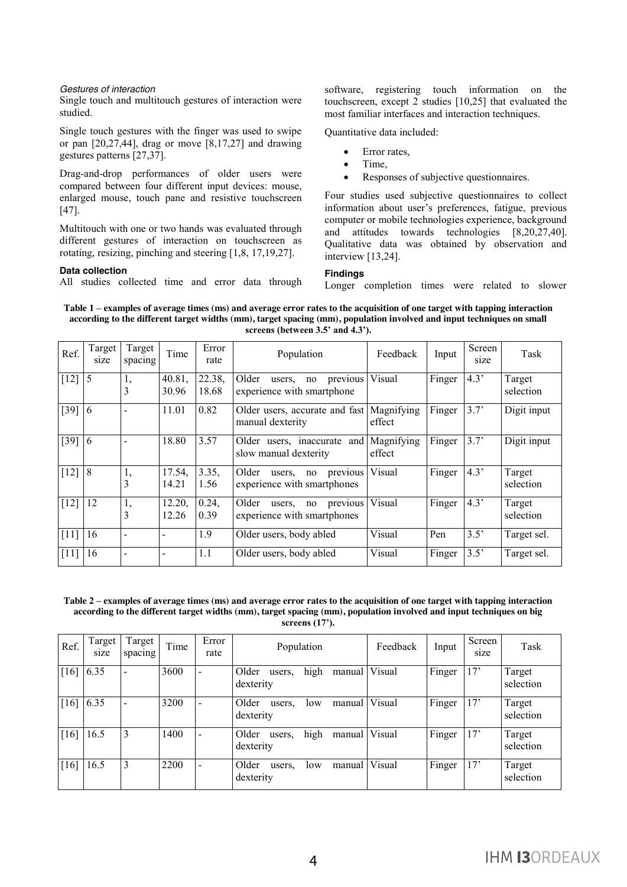*Gestures of interaction*

Single touch and multitouch gestures of interaction were studied.

Single touch gestures with the finger was used to swipe or pan [20,27,44], drag or move [8,17,27] and drawing gestures patterns [27,37].

Drag-and-drop performances of older users were compared between four different input devices: mouse, enlarged mouse, touch pane and resistive touchscreen [47].

Multitouch with one or two hands was evaluated through different gestures of interaction on touchscreen as rotating, resizing, pinching and steering [1,8, 17,19,27].

#### Data collection

All studies collected time and error data through software, registering touch information on the touchscreen, except 2 studies [10,25] that evaluated the most familiar interfaces and interaction techniques.

Quantitative data included:

- Error rates,
- Time,
- Responses of subjective questionnaires.

Four studies used subjective questionnaires to collect information about user's preferences, fatigue, previous computer or mobile technologies experience, background and attitudes towards technologies [8,20,27,40]. Qualitative data was obtained by observation and interview [13,24].

#### Findings

Longer completion times were related to slower

**Table 1 – examples of average times (ms) and average error rates to the acquisition of one target with tapping interaction according to the different target widths (mm), target spacing (mm), population involved and input techniques on small screens (between 3.5' and 4.3').**

| Ref. | Target size | Target spacing | Time | Error rate | Population | Feedback | Input | Screen size | Task |
|---|---|---|---|---|---|---|---|---|---|
| [12] | 5 | 1, 3 | 40.81, 30.96 | 22.38, 18.68 | Older users, no previous experience with smartphone | Visual | Finger | 4.3' | Target selection |
| [39] | 6 | - | 11.01 | 0.82 | Older users, accurate and fast manual dexterity | Magnifying effect | Finger | 3.7' | Digit input |
| [39] | 6 | - | 18.80 | 3.57 | Older users, inaccurate and slow manual dexterity | Magnifying effect | Finger | 3.7' | Digit input |
| [12] | 8 | 1, 3 | 17.54, 14.21 | 3.35, 1.56 | Older users, no previous experience with smartphones | Visual | Finger | 4.3' | Target selection |
| [12] | 12 | 1, 3 | 12.20, 12.26 | 0.24, 0.39 | Older users, no previous experience with smartphones | Visual | Finger | 4.3' | Target selection |
| [11] | 16 | - | - | 1.9 | Older users, body abled | Visual | Pen | 3.5' | Target sel. |
| [11] | 16 | - | - | 1.1 | Older users, body abled | Visual | Finger | 3.5' | Target sel. |

**Table 2 – examples of average times (ms) and average error rates to the acquisition of one target with tapping interaction according to the different target widths (mm), target spacing (mm), population involved and input techniques on big screens (17').**

| Ref. | Target size | Target spacing | Time | Error rate | Population | Feedback | Input | Screen size | Task |
|---|---|---|---|---|---|---|---|---|---|
| [16] | 6.35 | - | 3600 | - | Older users, high manual dexterity | Visual | Finger | 17' | Target selection |
| [16] | 6.35 | - | 3200 | - | Older users, low manual dexterity | Visual | Finger | 17' | Target selection |
| [16] | 16.5 | 3 | 1400 | - | Older users, high manual dexterity | Visual | Finger | 17' | Target selection |
| [16] | 16.5 | 3 | 2200 | - | Older users, low manual dexterity | Visual | Finger | 17' | Target selection |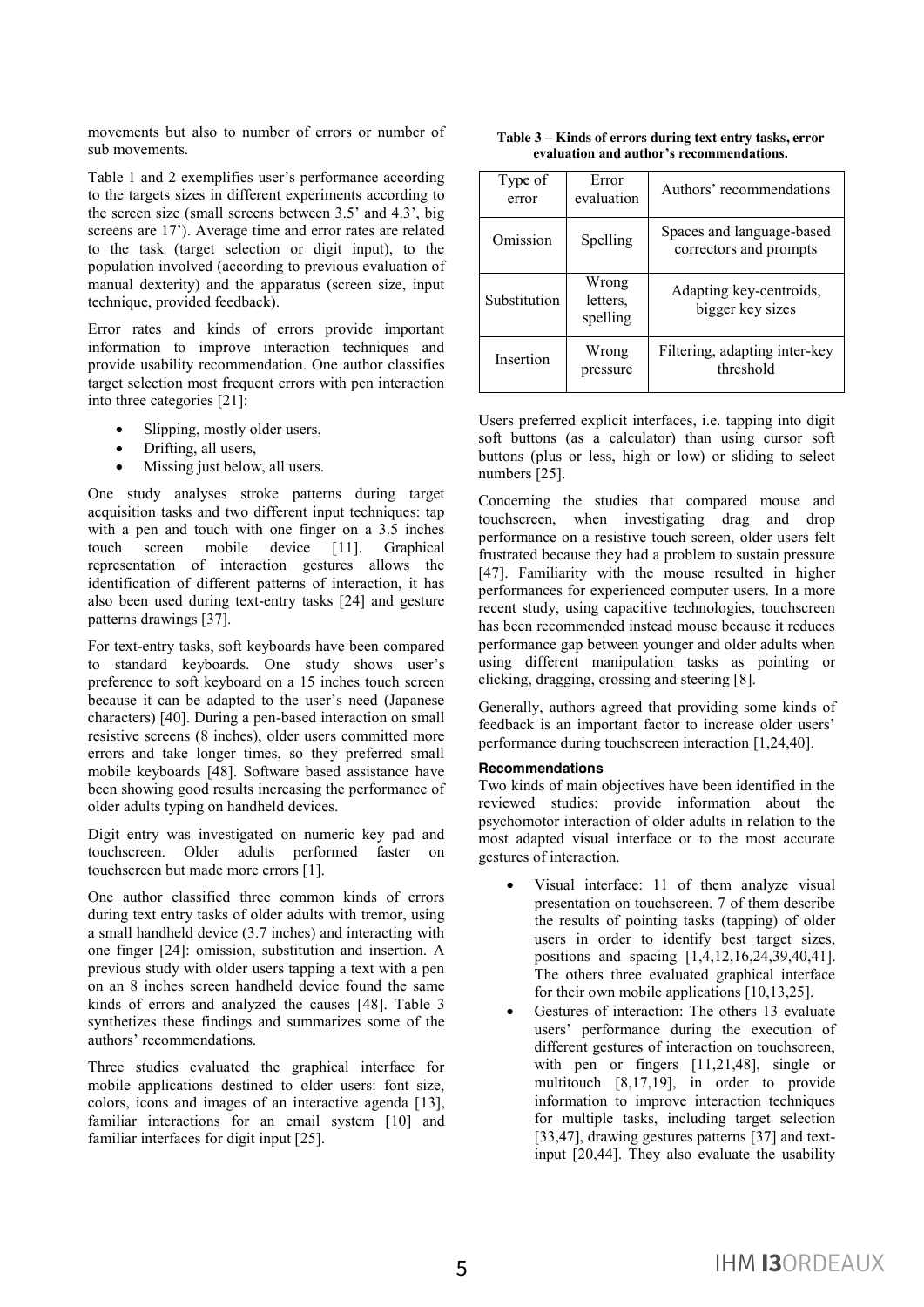movements but also to number of errors or number of sub movements.

Table 1 and 2 exemplifies user's performance according to the targets sizes in different experiments according to the screen size (small screens between 3.5' and 4.3', big screens are 17'). Average time and error rates are related to the task (target selection or digit input), to the population involved (according to previous evaluation of manual dexterity) and the apparatus (screen size, input technique, provided feedback).

Error rates and kinds of errors provide important information to improve interaction techniques and provide usability recommendation. One author classifies target selection most frequent errors with pen interaction into three categories [21]:

- Slipping, mostly older users,
- Drifting, all users,
- Missing just below, all users.

One study analyses stroke patterns during target acquisition tasks and two different input techniques: tap with a pen and touch with one finger on a 3.5 inches touch screen mobile device [11]. Graphical representation of interaction gestures allows the identification of different patterns of interaction, it has also been used during text-entry tasks [24] and gesture patterns drawings [37].

For text-entry tasks, soft keyboards have been compared to standard keyboards. One study shows user's preference to soft keyboard on a 15 inches touch screen because it can be adapted to the user's need (Japanese characters) [40]. During a pen-based interaction on small resistive screens (8 inches), older users committed more errors and take longer times, so they preferred small mobile keyboards [48]. Software based assistance have been showing good results increasing the performance of older adults typing on handheld devices.

Digit entry was investigated on numeric key pad and touchscreen. Older adults performed faster on touchscreen but made more errors [1].

One author classified three common kinds of errors during text entry tasks of older adults with tremor, using a small handheld device (3.7 inches) and interacting with one finger [24]: omission, substitution and insertion. A previous study with older users tapping a text with a pen on an 8 inches screen handheld device found the same kinds of errors and analyzed the causes [48]. Table 3 synthetizes these findings and summarizes some of the authors' recommendations.

Three studies evaluated the graphical interface for mobile applications destined to older users: font size, colors, icons and images of an interactive agenda [13], familiar interactions for an email system [10] and familiar interfaces for digit input [25].

**Table 3 – Kinds of errors during text entry tasks, error evaluation and author's recommendations.**

| Type of error | Error evaluation | Authors' recommendations |
|---|---|---|
| Omission | Spelling | Spaces and language-based correctors and prompts |
| Substitution | Wrong letters, spelling | Adapting key-centroids, bigger key sizes |
| Insertion | Wrong pressure | Filtering, adapting inter-key threshold |

Users preferred explicit interfaces, i.e. tapping into digit soft buttons (as a calculator) than using cursor soft buttons (plus or less, high or low) or sliding to select numbers [25].

Concerning the studies that compared mouse and touchscreen, when investigating drag and drop performance on a resistive touch screen, older users felt frustrated because they had a problem to sustain pressure [47]. Familiarity with the mouse resulted in higher performances for experienced computer users. In a more recent study, using capacitive technologies, touchscreen has been recommended instead mouse because it reduces performance gap between younger and older adults when using different manipulation tasks as pointing or clicking, dragging, crossing and steering [8].

Generally, authors agreed that providing some kinds of feedback is an important factor to increase older users' performance during touchscreen interaction [1,24,40].

#### Recommendations

Two kinds of main objectives have been identified in the reviewed studies: provide information about the psychomotor interaction of older adults in relation to the most adapted visual interface or to the most accurate gestures of interaction.

- Visual interface: 11 of them analyze visual presentation on touchscreen. 7 of them describe the results of pointing tasks (tapping) of older users in order to identify best target sizes, positions and spacing [1,4,12,16,24,39,40,41]. The others three evaluated graphical interface for their own mobile applications [10,13,25].
- Gestures of interaction: The others 13 evaluate users' performance during the execution of different gestures of interaction on touchscreen, with pen or fingers [11,21,48], single or multitouch [8,17,19], in order to provide information to improve interaction techniques for multiple tasks, including target selection [33,47], drawing gestures patterns [37] and text-input [20,44]. They also evaluate the usability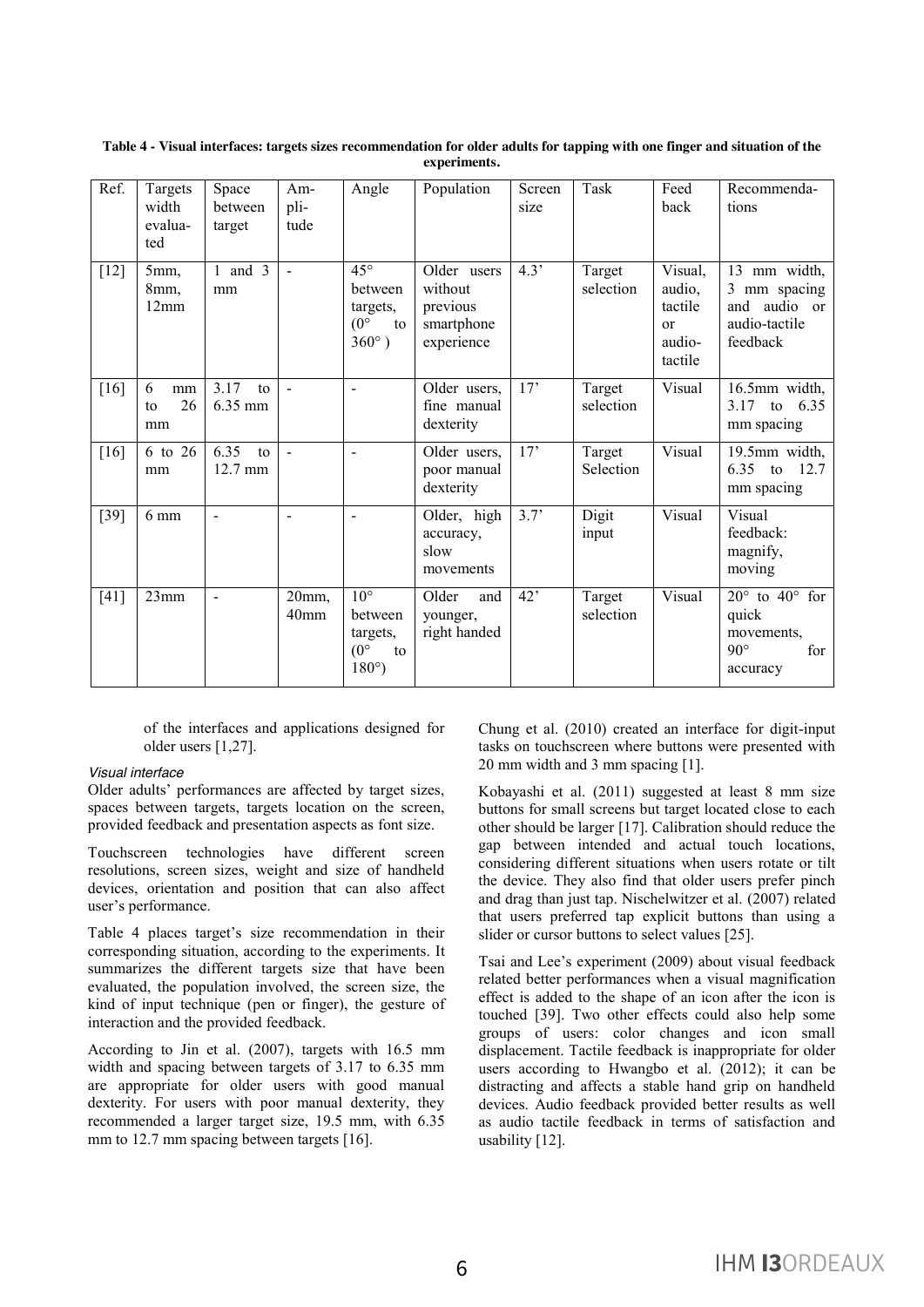**Table 4 - Visual interfaces: targets sizes recommendation for older adults for tapping with one finger and situation of the experiments.**

| Ref. | Targets width evaluated | Space between target | Amplitude | Angle | Population | Screen size | Task | Feed back | Recommendations |
|---|---|---|---|---|---|---|---|---|---|
| [12] | 5mm, 8mm, 12mm | 1 and 3 mm | - | 45° between targets, (0° to 360° ) | Older users without previous smartphone experience | 4.3' | Target selection | Visual, audio, tactile or audio-tactile | 13 mm width, 3 mm spacing and audio or audio-tactile feedback |
| [16] | 6 mm to 26 mm | 3.17 to 6.35 mm | - | - | Older users, fine manual dexterity | 17' | Target selection | Visual | 16.5mm width, 3.17 to 6.35 mm spacing |
| [16] | 6 to 26 mm | 6.35 to 12.7 mm | - | - | Older users, poor manual dexterity | 17' | Target Selection | Visual | 19.5mm width, 6.35 to 12.7 mm spacing |
| [39] | 6 mm | - | - | - | Older, high accuracy, slow movements | 3.7' | Digit input | Visual | Visual feedback: magnify, moving |
| [41] | 23mm | - | 20mm, 40mm | 10° between targets, (0° to 180°) | Older and younger, right handed | 42' | Target selection | Visual | 20° to 40° for quick movements, 90° for accuracy |

of the interfaces and applications designed for older users [1,27].

*Visual interface*

Older adults' performances are affected by target sizes, spaces between targets, targets location on the screen, provided feedback and presentation aspects as font size.

Touchscreen technologies have different screen resolutions, screen sizes, weight and size of handheld devices, orientation and position that can also affect user's performance.

Table 4 places target's size recommendation in their corresponding situation, according to the experiments. It summarizes the different targets size that have been evaluated, the population involved, the screen size, the kind of input technique (pen or finger), the gesture of interaction and the provided feedback.

According to Jin et al. (2007), targets with 16.5 mm width and spacing between targets of 3.17 to 6.35 mm are appropriate for older users with good manual dexterity. For users with poor manual dexterity, they recommended a larger target size, 19.5 mm, with 6.35 mm to 12.7 mm spacing between targets [16].

Chung et al. (2010) created an interface for digit-input tasks on touchscreen where buttons were presented with 20 mm width and 3 mm spacing [1].

Kobayashi et al. (2011) suggested at least 8 mm size buttons for small screens but target located close to each other should be larger [17]. Calibration should reduce the gap between intended and actual touch locations, considering different situations when users rotate or tilt the device. They also find that older users prefer pinch and drag than just tap. Nischelwitzer et al. (2007) related that users preferred tap explicit buttons than using a slider or cursor buttons to select values [25].

Tsai and Lee's experiment (2009) about visual feedback related better performances when a visual magnification effect is added to the shape of an icon after the icon is touched [39]. Two other effects could also help some groups of users: color changes and icon small displacement. Tactile feedback is inappropriate for older users according to Hwangbo et al. (2012); it can be distracting and affects a stable hand grip on handheld devices. Audio feedback provided better results as well as audio tactile feedback in terms of satisfaction and usability [12].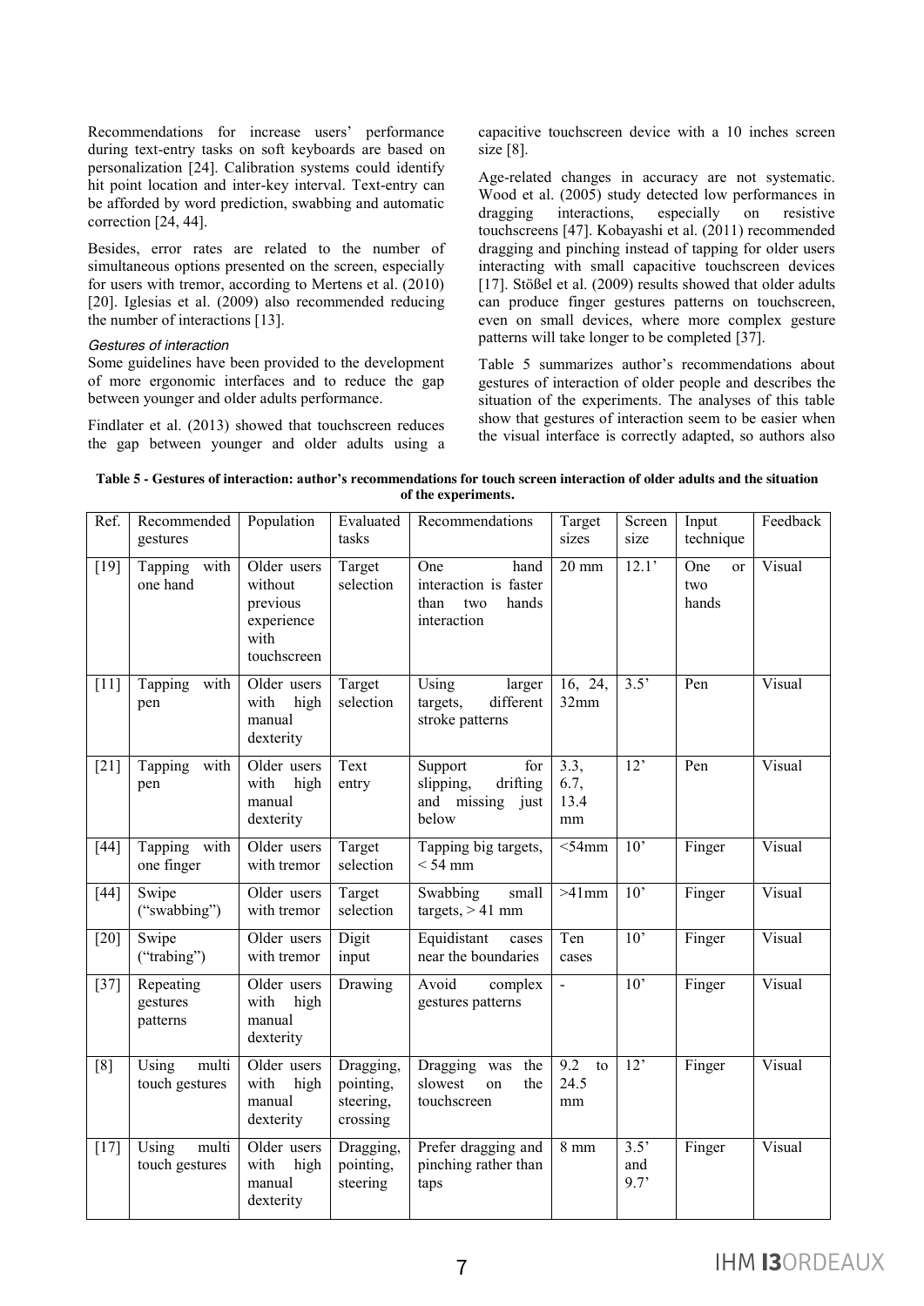Recommendations for increase users' performance during text-entry tasks on soft keyboards are based on personalization [24]. Calibration systems could identify hit point location and inter-key interval. Text-entry can be afforded by word prediction, swabbing and automatic correction [24, 44].

Besides, error rates are related to the number of simultaneous options presented on the screen, especially for users with tremor, according to Mertens et al. (2010) [20]. Iglesias et al. (2009) also recommended reducing the number of interactions [13].

### *Gestures of interaction*

Some guidelines have been provided to the development of more ergonomic interfaces and to reduce the gap between younger and older adults performance.

Findlater et al. (2013) showed that touchscreen reduces the gap between younger and older adults using a capacitive touchscreen device with a 10 inches screen size [8].

Age-related changes in accuracy are not systematic. Wood et al. (2005) study detected low performances in dragging interactions, especially on resistive touchscreens [47]. Kobayashi et al. (2011) recommended dragging and pinching instead of tapping for older users interacting with small capacitive touchscreen devices [17]. Stößel et al. (2009) results showed that older adults can produce finger gestures patterns on touchscreen, even on small devices, where more complex gesture patterns will take longer to be completed [37].

Table 5 summarizes author's recommendations about gestures of interaction of older people and describes the situation of the experiments. The analyses of this table show that gestures of interaction seem to be easier when the visual interface is correctly adapted, so authors also

**Table 5 - Gestures of interaction: author's recommendations for touch screen interaction of older adults and the situation of the experiments.**

| Ref. | Recommended gestures | Population | Evaluated tasks | Recommendations | Target sizes | Screen size | Input technique | Feedback |
|---|---|---|---|---|---|---|---|---|
| [19] | Tapping with one hand | Older users without previous experience with touchscreen | Target selection | One hand interaction is faster than two hands interaction | 20 mm | 12.1' | One or two hands | Visual |
| [11] | Tapping with pen | Older users with high manual dexterity | Target selection | Using larger targets, different stroke patterns | 16, 24, 32mm | 3.5' | Pen | Visual |
| [21] | Tapping with pen | Older users with high manual dexterity | Text entry | Support for slipping, drifting and missing just below | 3.3, 6.7, 13.4 mm | 12' | Pen | Visual |
| [44] | Tapping with one finger | Older users with tremor | Target selection | Tapping big targets, < 54 mm | <54mm | 10' | Finger | Visual |
| [44] | Swipe ("swabbing") | Older users with tremor | Target selection | Swabbing small targets, > 41 mm | >41mm | 10' | Finger | Visual |
| [20] | Swipe ("trabing") | Older users with tremor | Digit input | Equidistant cases near the boundaries | Ten cases | 10' | Finger | Visual |
| [37] | Repeating gestures patterns | Older users with high manual dexterity | Drawing | Avoid complex gestures patterns | - | 10' | Finger | Visual |
| [8] | Using multi touch gestures | Older users with high manual dexterity | Dragging, pointing, steering, crossing | Dragging was the slowest on the touchscreen | 9.2 to 24.5 mm | 12' | Finger | Visual |
| [17] | Using multi touch gestures | Older users with high manual dexterity | Dragging, pointing, steering | Prefer dragging and pinching rather than taps | 8 mm | 3.5' and 9.7' | Finger | Visual |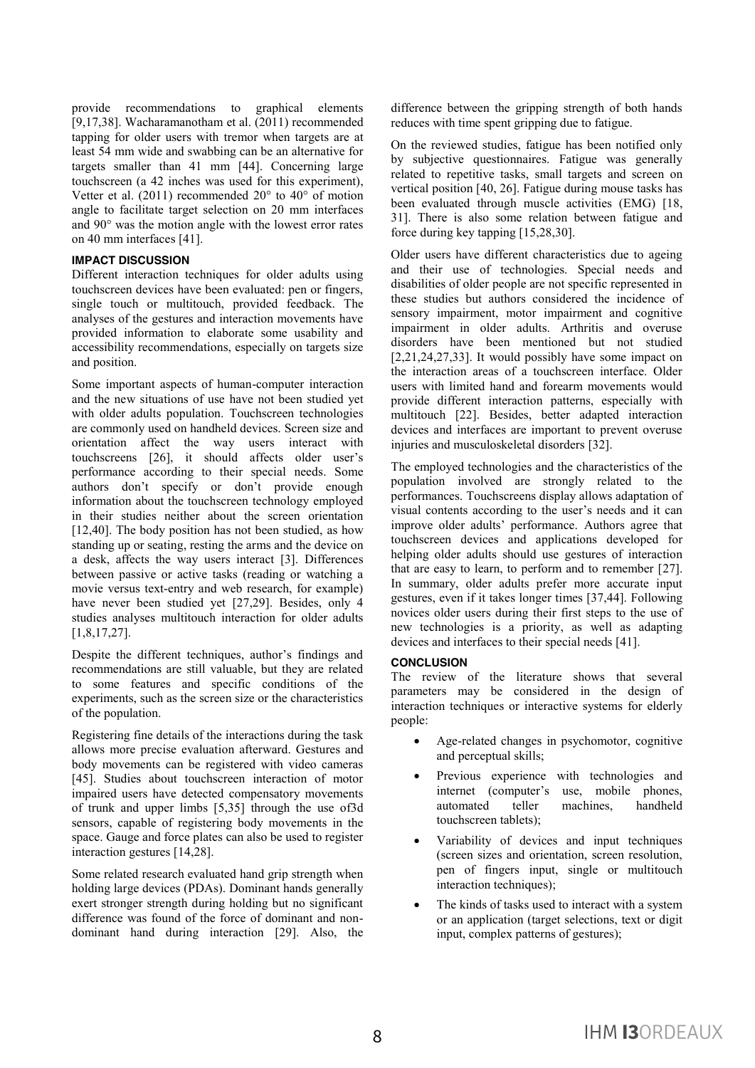provide recommendations to graphical elements [9,17,38]. Wacharamanotham et al. (2011) recommended tapping for older users with tremor when targets are at least 54 mm wide and swabbing can be an alternative for targets smaller than 41 mm [44]. Concerning large touchscreen (a 42 inches was used for this experiment), Vetter et al. (2011) recommended 20° to 40° of motion angle to facilitate target selection on 20 mm interfaces and 90° was the motion angle with the lowest error rates on 40 mm interfaces [41].

## IMPACT DISCUSSION

Different interaction techniques for older adults using touchscreen devices have been evaluated: pen or fingers, single touch or multitouch, provided feedback. The analyses of the gestures and interaction movements have provided information to elaborate some usability and accessibility recommendations, especially on targets size and position.

Some important aspects of human-computer interaction and the new situations of use have not been studied yet with older adults population. Touchscreen technologies are commonly used on handheld devices. Screen size and orientation affect the way users interact with touchscreens [26], it should affects older user's performance according to their special needs. Some authors don't specify or don't provide enough information about the touchscreen technology employed in their studies neither about the screen orientation [12,40]. The body position has not been studied, as how standing up or seating, resting the arms and the device on a desk, affects the way users interact [3]. Differences between passive or active tasks (reading or watching a movie versus text-entry and web research, for example) have never been studied yet [27,29]. Besides, only 4 studies analyses multitouch interaction for older adults [1,8,17,27].

Despite the different techniques, author's findings and recommendations are still valuable, but they are related to some features and specific conditions of the experiments, such as the screen size or the characteristics of the population.

Registering fine details of the interactions during the task allows more precise evaluation afterward. Gestures and body movements can be registered with video cameras [45]. Studies about touchscreen interaction of motor impaired users have detected compensatory movements of trunk and upper limbs [5,35] through the use of3d sensors, capable of registering body movements in the space. Gauge and force plates can also be used to register interaction gestures [14,28].

Some related research evaluated hand grip strength when holding large devices (PDAs). Dominant hands generally exert stronger strength during holding but no significant difference was found of the force of dominant and non-dominant hand during interaction [29]. Also, the difference between the gripping strength of both hands reduces with time spent gripping due to fatigue.

On the reviewed studies, fatigue has been notified only by subjective questionnaires. Fatigue was generally related to repetitive tasks, small targets and screen on vertical position [40, 26]. Fatigue during mouse tasks has been evaluated through muscle activities (EMG) [18, 31]. There is also some relation between fatigue and force during key tapping [15,28,30].

Older users have different characteristics due to ageing and their use of technologies. Special needs and disabilities of older people are not specific represented in these studies but authors considered the incidence of sensory impairment, motor impairment and cognitive impairment in older adults. Arthritis and overuse disorders have been mentioned but not studied [2,21,24,27,33]. It would possibly have some impact on the interaction areas of a touchscreen interface. Older users with limited hand and forearm movements would provide different interaction patterns, especially with multitouch [22]. Besides, better adapted interaction devices and interfaces are important to prevent overuse injuries and musculoskeletal disorders [32].

The employed technologies and the characteristics of the population involved are strongly related to the performances. Touchscreens display allows adaptation of visual contents according to the user's needs and it can improve older adults' performance. Authors agree that touchscreen devices and applications developed for helping older adults should use gestures of interaction that are easy to learn, to perform and to remember [27]. In summary, older adults prefer more accurate input gestures, even if it takes longer times [37,44]. Following novices older users during their first steps to the use of new technologies is a priority, as well as adapting devices and interfaces to their special needs [41].

## CONCLUSION

The review of the literature shows that several parameters may be considered in the design of interaction techniques or interactive systems for elderly people:

- Age-related changes in psychomotor, cognitive and perceptual skills;
- Previous experience with technologies and internet (computer's use, mobile phones, automated teller machines, handheld touchscreen tablets);
- Variability of devices and input techniques (screen sizes and orientation, screen resolution, pen of fingers input, single or multitouch interaction techniques);
- The kinds of tasks used to interact with a system or an application (target selections, text or digit input, complex patterns of gestures);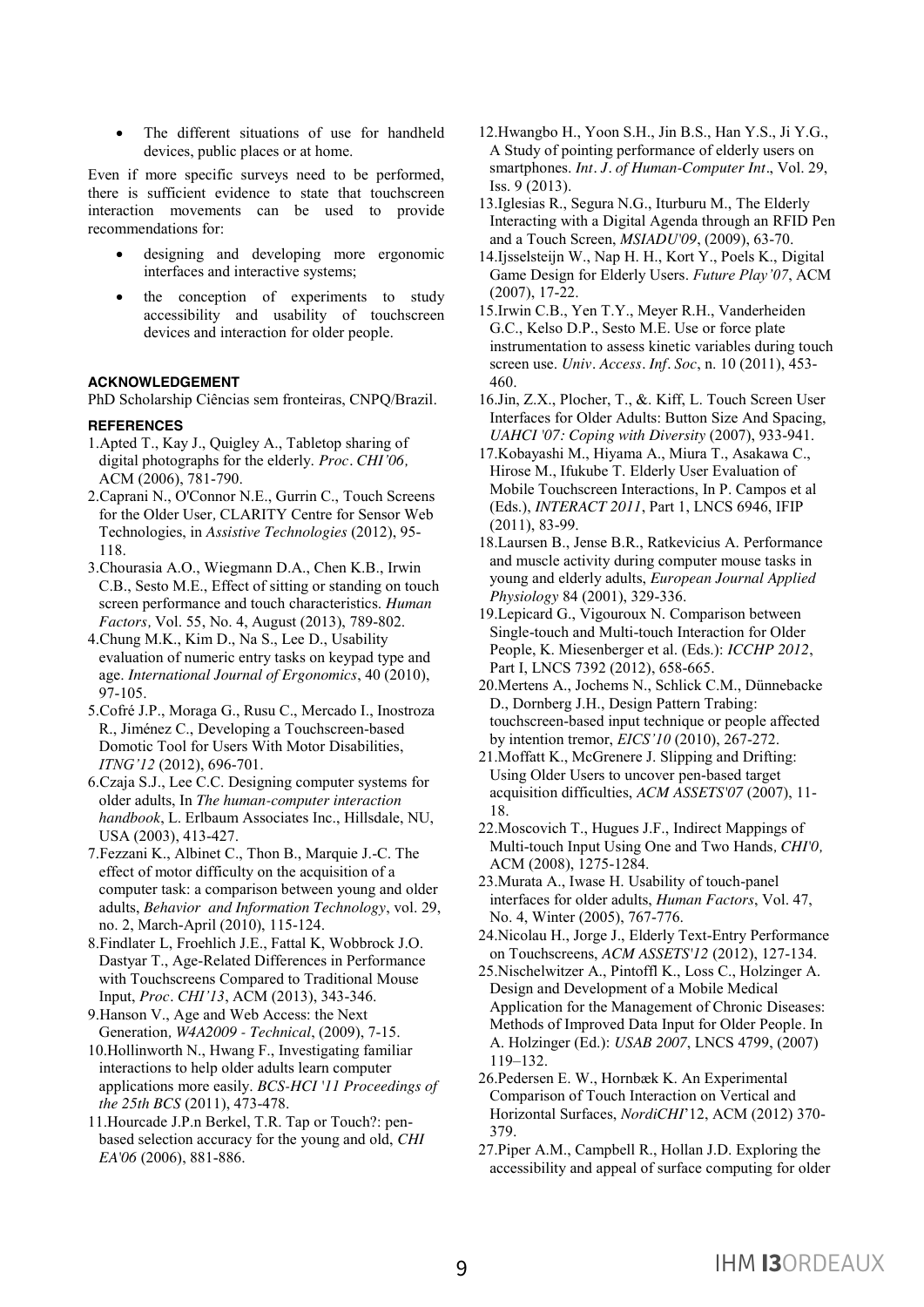- The different situations of use for handheld devices, public places or at home.

Even if more specific surveys need to be performed, there is sufficient evidence to state that touchscreen interaction movements can be used to provide recommendations for:

- designing and developing more ergonomic interfaces and interactive systems;
- the conception of experiments to study accessibility and usability of touchscreen devices and interaction for older people.

#### ACKNOWLEDGEMENT

PhD Scholarship Ciências sem fronteiras, CNPQ/Brazil.

#### REFERENCES

1. Apted T., Kay J., Quigley A., Tabletop sharing of digital photographs for the elderly. *Proc. CHI'06,* ACM (2006), 781-790.
2. Caprani N., O'Connor N.E., Gurrin C., Touch Screens for the Older User, CLARITY Centre for Sensor Web Technologies, in *Assistive Technologies* (2012), 95-118.
3. Chourasia A.O., Wiegmann D.A., Chen K.B., Irwin C.B., Sesto M.E., Effect of sitting or standing on touch screen performance and touch characteristics. *Human Factors,* Vol. 55, No. 4, August (2013), 789-802.
4. Chung M.K., Kim D., Na S., Lee D., Usability evaluation of numeric entry tasks on keypad type and age. *International Journal of Ergonomics*, 40 (2010), 97-105.
5. Cofré J.P., Moraga G., Rusu C., Mercado I., Inostroza R., Jiménez C., Developing a Touchscreen-based Domotic Tool for Users With Motor Disabilities, *ITNG'12* (2012), 696-701.
6. Czaja S.J., Lee C.C. Designing computer systems for older adults, In *The human-computer interaction handbook*, L. Erlbaum Associates Inc., Hillsdale, NU, USA (2003), 413-427.
7. Fezzani K., Albinet C., Thon B., Marquie J.-C. The effect of motor difficulty on the acquisition of a computer task: a comparison between young and older adults, *Behavior and Information Technology*, vol. 29, no. 2, March-April (2010), 115-124.
8. Findlater L, Froehlich J.E., Fattal K, Wobbrock J.O. Dastyar T., Age-Related Differences in Performance with Touchscreens Compared to Traditional Mouse Input, *Proc. CHI'13*, ACM (2013), 343-346.
9. Hanson V., Age and Web Access: the Next Generation, *W4A2009 - Technical*, (2009), 7-15.
10. Hollinworth N., Hwang F., Investigating familiar interactions to help older adults learn computer applications more easily. *BCS-HCI '11 Proceedings of the 25th BCS* (2011), 473-478.
11. Hourcade J.P.n Berkel, T.R. Tap or Touch?: pen-based selection accuracy for the young and old, *CHI EA'06* (2006), 881-886.
12. Hwangbo H., Yoon S.H., Jin B.S., Han Y.S., Ji Y.G., A Study of pointing performance of elderly users on smartphones. *Int. J. of Human-Computer Int*., Vol. 29, Iss. 9 (2013).
13. Iglesias R., Segura N.G., Iturburu M., The Elderly Interacting with a Digital Agenda through an RFID Pen and a Touch Screen, *MSIADU'09*, (2009), 63-70.
14. Ijsselsteijn W., Nap H. H., Kort Y., Poels K., Digital Game Design for Elderly Users. *Future Play'07*, ACM (2007), 17-22.
15. Irwin C.B., Yen T.Y., Meyer R.H., Vanderheiden G.C., Kelso D.P., Sesto M.E. Use or force plate instrumentation to assess kinetic variables during touch screen use. *Univ. Access. Inf. Soc*, n. 10 (2011), 453-460.
16. Jin, Z.X., Plocher, T., &. Kiff, L. Touch Screen User Interfaces for Older Adults: Button Size And Spacing, *UAHCI '07: Coping with Diversity* (2007), 933-941.
17. Kobayashi M., Hiyama A., Miura T., Asakawa C., Hirose M., Ifukube T. Elderly User Evaluation of Mobile Touchscreen Interactions, In P. Campos et al (Eds.), *INTERACT 2011*, Part 1, LNCS 6946, IFIP (2011), 83-99.
18. Laursen B., Jense B.R., Ratkevicius A. Performance and muscle activity during computer mouse tasks in young and elderly adults, *European Journal Applied Physiology* 84 (2001), 329-336.
19. Lepicard G., Vigouroux N. Comparison between Single-touch and Multi-touch Interaction for Older People, K. Miesenberger et al. (Eds.): *ICCHP 2012*, Part I, LNCS 7392 (2012), 658-665.
20. Mertens A., Jochems N., Schlick C.M., Dünnebacke D., Dornberg J.H., Design Pattern Trabing: touchscreen-based input technique or people affected by intention tremor, *EICS'10* (2010), 267-272.
21. Moffatt K., McGrenere J. Slipping and Drifting: Using Older Users to uncover pen-based target acquisition difficulties, *ACM ASSETS'07* (2007), 11-18.
22. Moscovich T., Hugues J.F., Indirect Mappings of Multi-touch Input Using One and Two Hands, *CHI'0,* ACM (2008), 1275-1284.
23. Murata A., Iwase H. Usability of touch-panel interfaces for older adults, *Human Factors*, Vol. 47, No. 4, Winter (2005), 767-776.
24. Nicolau H., Jorge J., Elderly Text-Entry Performance on Touchscreens, *ACM ASSETS'12* (2012), 127-134.
25. Nischelwitzer A., Pintoffl K., Loss C., Holzinger A. Design and Development of a Mobile Medical Application for the Management of Chronic Diseases: Methods of Improved Data Input for Older People. In A. Holzinger (Ed.): *USAB 2007*, LNCS 4799, (2007) 119–132.
26. Pedersen E. W., Hornbæk K. An Experimental Comparison of Touch Interaction on Vertical and Horizontal Surfaces, *NordiCHI*'12, ACM (2012) 370-379.
27. Piper A.M., Campbell R., Hollan J.D. Exploring the accessibility and appeal of surface computing for older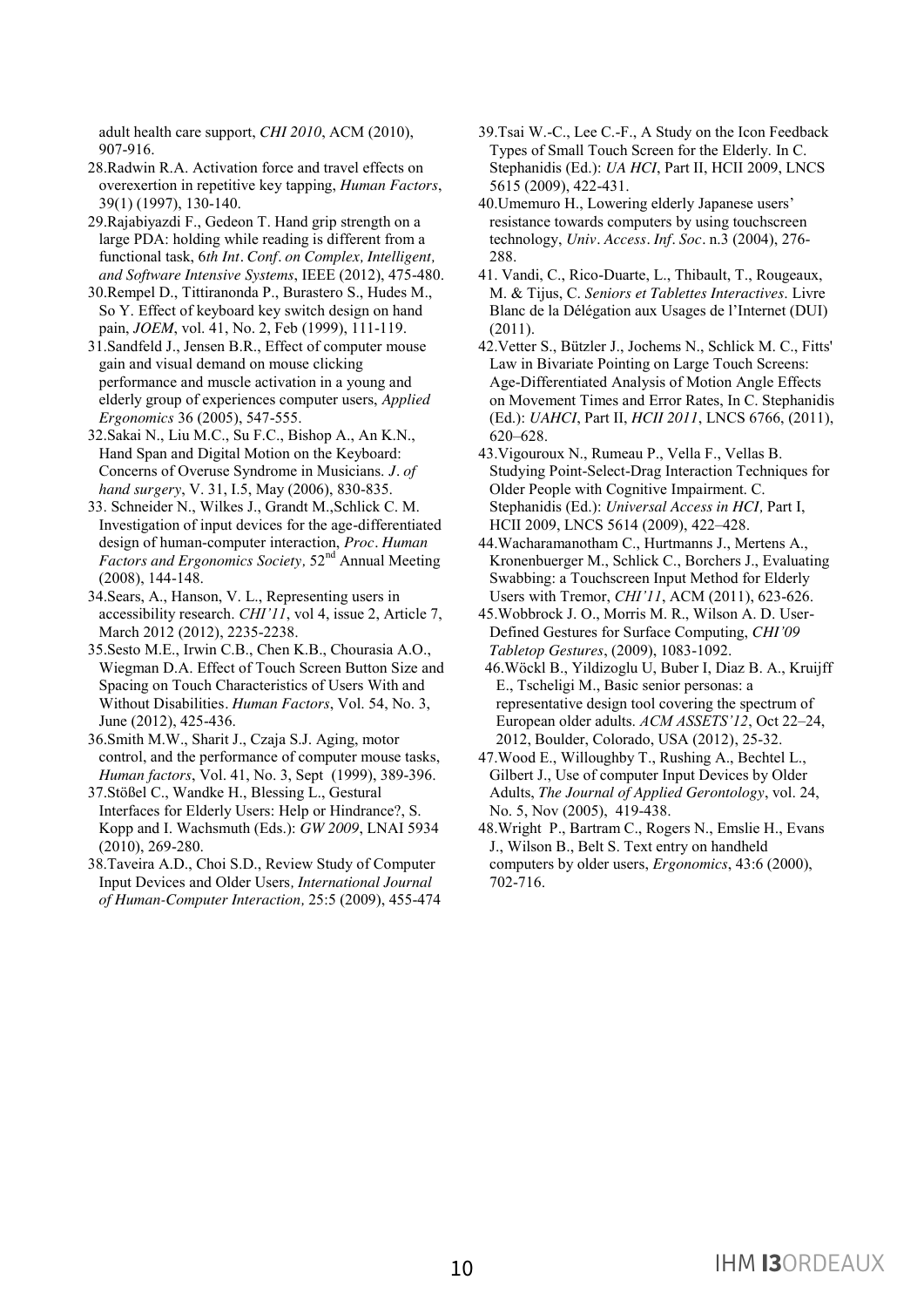adult health care support, *CHI 2010*, ACM (2010), 907-916.

28. Radwin R.A. Activation force and travel effects on overexertion in repetitive key tapping, *Human Factors*, 39(1) (1997), 130-140.

29. Rajabiyazdi F., Gedeon T. Hand grip strength on a large PDA: holding while reading is different from a functional task, *6th Int. Conf. on Complex, Intelligent, and Software Intensive Systems*, IEEE (2012), 475-480.

30. Rempel D., Tittiranonda P., Burastero S., Hudes M., So Y. Effect of keyboard key switch design on hand pain, *JOEM*, vol. 41, No. 2, Feb (1999), 111-119.

31. Sandfeld J., Jensen B.R., Effect of computer mouse gain and visual demand on mouse clicking performance and muscle activation in a young and elderly group of experiences computer users, *Applied Ergonomics* 36 (2005), 547-555.

32. Sakai N., Liu M.C., Su F.C., Bishop A., An K.N., Hand Span and Digital Motion on the Keyboard: Concerns of Overuse Syndrome in Musicians. *J. of hand surgery*, V. 31, I.5, May (2006), 830-835.

33. Schneider N., Wilkes J., Grandt M.,Schlick C. M. Investigation of input devices for the age-differentiated design of human-computer interaction, *Proc. Human Factors and Ergonomics Society,* 52nd Annual Meeting (2008), 144-148.

34. Sears, A., Hanson, V. L., Representing users in accessibility research. *CHI'11*, vol 4, issue 2, Article 7, March 2012 (2012), 2235-2238.

35. Sesto M.E., Irwin C.B., Chen K.B., Chourasia A.O., Wiegman D.A. Effect of Touch Screen Button Size and Spacing on Touch Characteristics of Users With and Without Disabilities. *Human Factors*, Vol. 54, No. 3, June (2012), 425-436.

36. Smith M.W., Sharit J., Czaja S.J. Aging, motor control, and the performance of computer mouse tasks, *Human factors*, Vol. 41, No. 3, Sept (1999), 389-396.

37. Stößel C., Wandke H., Blessing L., Gestural Interfaces for Elderly Users: Help or Hindrance?, S. Kopp and I. Wachsmuth (Eds.): *GW 2009*, LNAI 5934 (2010), 269-280.

38. Taveira A.D., Choi S.D., Review Study of Computer Input Devices and Older Users*, International Journal of Human-Computer Interaction,* 25:5 (2009), 455-474

39. Tsai W.-C., Lee C.-F., A Study on the Icon Feedback Types of Small Touch Screen for the Elderly. In C. Stephanidis (Ed.): *UA HCI*, Part II, HCII 2009, LNCS 5615 (2009), 422-431.

40. Umemuro H., Lowering elderly Japanese users' resistance towards computers by using touchscreen technology, *Univ. Access. Inf. Soc*. n.3 (2004), 276-288.

41. Vandi, C., Rico-Duarte, L., Thibault, T., Rougeaux, M. & Tijus, C. *Seniors et Tablettes Interactives*. Livre Blanc de la Délégation aux Usages de l'Internet (DUI) (2011).

42. Vetter S., Bützler J., Jochems N., Schlick M. C., Fitts' Law in Bivariate Pointing on Large Touch Screens: Age-Differentiated Analysis of Motion Angle Effects on Movement Times and Error Rates, In C. Stephanidis (Ed.): *UAHCI*, Part II, *HCII 2011*, LNCS 6766, (2011), 620–628.

43. Vigouroux N., Rumeau P., Vella F., Vellas B. Studying Point-Select-Drag Interaction Techniques for Older People with Cognitive Impairment. C. Stephanidis (Ed.): *Universal Access in HCI,* Part I, HCII 2009, LNCS 5614 (2009), 422–428.

44. Wacharamanotham C., Hurtmanns J., Mertens A., Kronenbuerger M., Schlick C., Borchers J., Evaluating Swabbing: a Touchscreen Input Method for Elderly Users with Tremor, *CHI'11*, ACM (2011), 623-626.

45. Wobbrock J. O., Morris M. R., Wilson A. D. User-Defined Gestures for Surface Computing, *CHI'09 Tabletop Gestures*, (2009), 1083-1092.

46. Wöckl B., Yildizoglu U, Buber I, Diaz B. A., Kruijff E., Tscheligi M., Basic senior personas: a representative design tool covering the spectrum of European older adults. *ACM ASSETS'12*, Oct 22–24, 2012, Boulder, Colorado, USA (2012), 25-32.

47. Wood E., Willoughby T., Rushing A., Bechtel L., Gilbert J., Use of computer Input Devices by Older Adults, *The Journal of Applied Gerontology*, vol. 24, No. 5, Nov (2005), 419-438.

48. Wright P., Bartram C., Rogers N., Emslie H., Evans J., Wilson B., Belt S. Text entry on handheld computers by older users, *Ergonomics*, 43:6 (2000), 702-716.